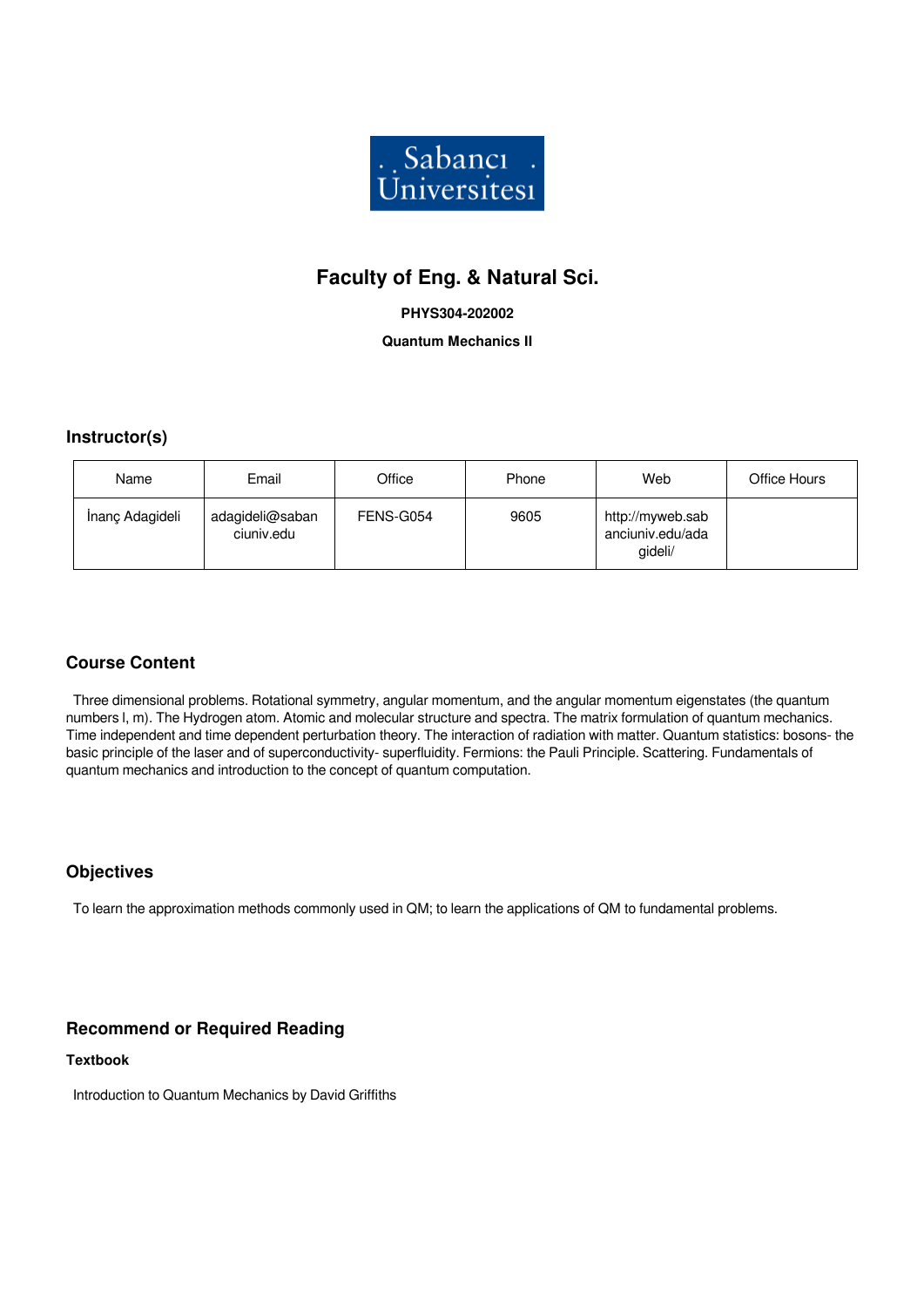# Faculty of Eng. & Natural Sci.

**PHYS304-202002**

**Quantum Mechanics II**

## Instructor(s)

| Name | Email | Office | Phone | Web | Office Hours |
|---|---|---|---|---|---|
| İnanç Adagideli | adagideli@sabanciuniv.edu | FENS-G054 | 9605 | http://myweb.sabanciuniv.edu/adagideli/ | |

## Course Content

Three dimensional problems. Rotational symmetry, angular momentum, and the angular momentum eigenstates (the quantum numbers l, m). The Hydrogen atom. Atomic and molecular structure and spectra. The matrix formulation of quantum mechanics. Time independent and time dependent perturbation theory. The interaction of radiation with matter. Quantum statistics: bosons- the basic principle of the laser and of superconductivity- superfluidity. Fermions: the Pauli Principle. Scattering. Fundamentals of quantum mechanics and introduction to the concept of quantum computation.

## Objectives

To learn the approximation methods commonly used in QM; to learn the applications of QM to fundamental problems.

## Recommend or Required Reading

**Textbook**

Introduction to Quantum Mechanics by David Griffiths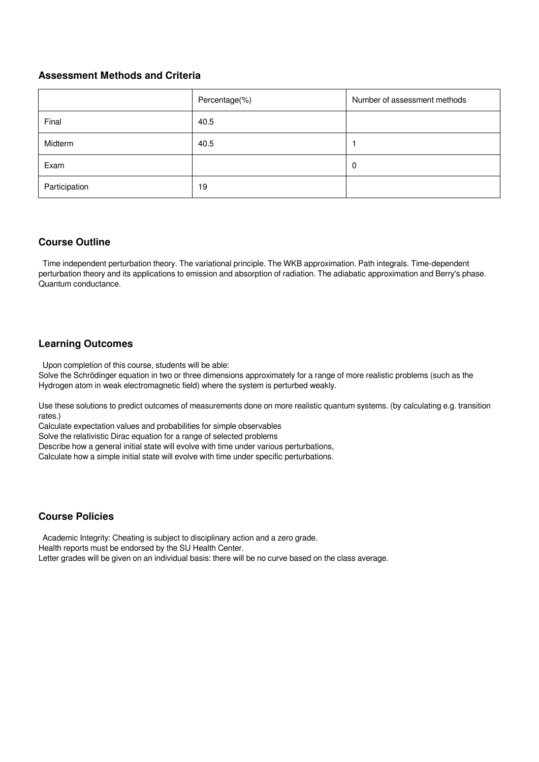### Assessment Methods and Criteria

| | Percentage(%) | Number of assessment methods |
|---|---|---|
| Final | 40.5 | |
| Midterm | 40.5 | 1 |
| Exam | | 0 |
| Participation | 19 | |

### Course Outline

Time independent perturbation theory. The variational principle. The WKB approximation. Path integrals. Time-dependent perturbation theory and its applications to emission and absorption of radiation. The adiabatic approximation and Berry's phase. Quantum conductance.

### Learning Outcomes

Upon completion of this course, students will be able:
Solve the Schrödinger equation in two or three dimensions approximately for a range of more realistic problems (such as the Hydrogen atom in weak electromagnetic field) where the system is perturbed weakly.

Use these solutions to predict outcomes of measurements done on more realistic quantum systems. (by calculating e.g. transition rates.)
Calculate expectation values and probabilities for simple observables
Solve the relativistic Dirac equation for a range of selected problems
Describe how a general initial state will evolve with time under various perturbations,
Calculate how a simple initial state will evolve with time under specific perturbations.

### Course Policies

Academic Integrity: Cheating is subject to disciplinary action and a zero grade.
Health reports must be endorsed by the SU Health Center.
Letter grades will be given on an individual basis: there will be no curve based on the class average.